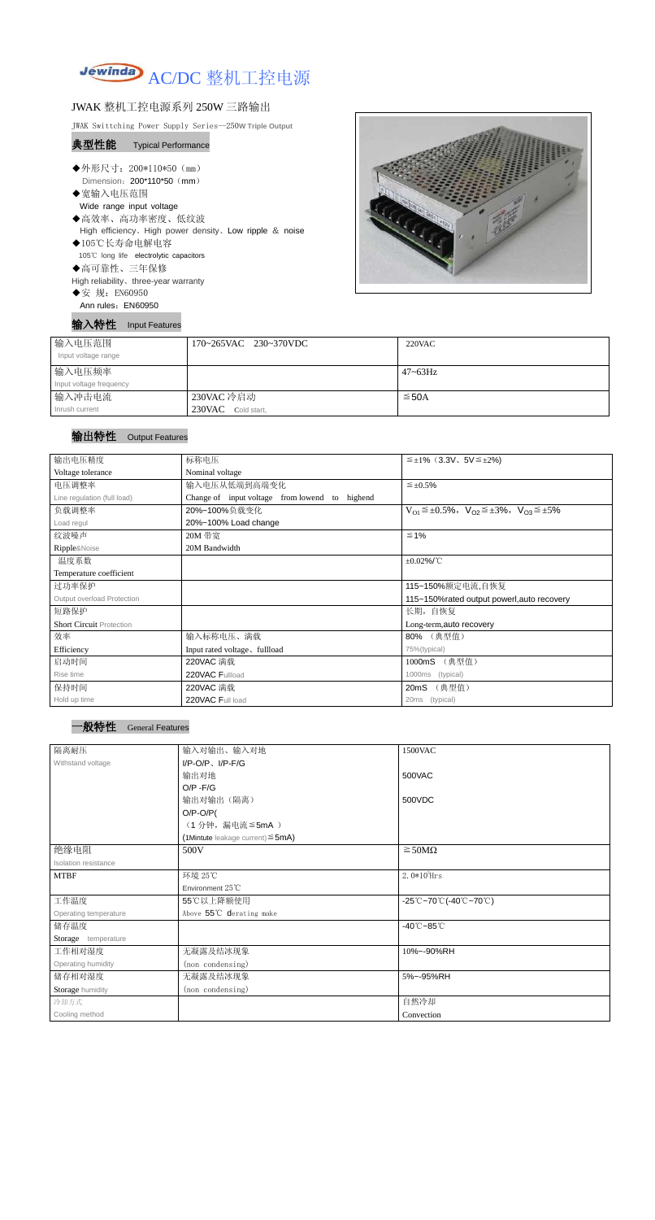# Jewinda AC/DC 整机工控电源

## JWAK 整机工控电源系列 250W 三路输出

JWAK Swittching Power Supply Series--250W Triple Output

### 典型性能 Typical Performance

- ◆外形尺寸：200*110*50（mm）
  Dimension：200*110*50（mm）
- ◆宽输入电压范围
  Wide range input voltage
- ◆高效率、高功率密度、低纹波
  High efficiency、High power density、Low ripple ＆ noise
- ◆105℃长寿命电解电容
  105℃ long life electrolytic capacitors
- ◆高可靠性、三年保修
  High reliability、three-year warranty
- ◆安 规：EN60950
  Ann rules：EN60950

### 输入特性 Input Features

| 输入电压范围 Input voltage range | 170~265VAC 230~370VDC | 220VAC |
|---|---|---|
| 输入电压频率 Input voltage frequency | | 47~63Hz |
| 输入冲击电流 Inrush current | 230VAC 冷启动 230VAC Cold start, | ≦50A |

### 输出特性 Output Features

| 输出电压精度 Voltage tolerance | 标称电压 Nominal voltage | ≦±1%（3.3V、5V≦±2%) |
|---|---|---|
| 电压调整率 Line regulation (full load) | 输入电压从低端到高端变化 Change of input voltage from lowend to highend | ≦±0.5% |
| 负载调整率 Load regul | 20%~100%负载变化 20%~100% Load change | $V_{O1}$≦±0.5%，$V_{O2}$≦±3%，$V_{O3}$≦±5% |
| 纹波噪声 Ripple&Noise | 20M 带宽 20M Bandwidth | ≦1% |
| 温度系数 Temperature coefficient | | ±0.02%/℃ |
| 过功率保护 Output overload Protection | | 115~150%额定电流,自恢复 115~150%rated output powerl,auto recovery |
| 短路保护 Short Circuit Protection | | 长期，自恢复 Long-term,auto recovery |
| 效率 Efficiency | 输入标称电压、满载 Input rated voltage、fullload | 80% （典型值） 75%(typical) |
| 启动时间 Rise time | 220VAC 满载 220VAC Fullload | 1000mS （典型值） 1000ms (typical) |
| 保持时间 Hold up time | 220VAC 满载 220VAC Full load | 20mS （典型值） 20ms (typical) |

### 一般特性 General Features

| 隔离耐压 Withstand voltage | 输入对输出、输入对地 I/P-O/P、I/P-F/G | 1500VAC |
|---|---|---|
| | 输出对地 O/P -F/G | 500VAC |
| | 输出对输出（隔离） O/P-O/P( | 500VDC |
| | （1 分钟，漏电流≦5mA ） (1Mintute leakage current)≦5mA) | |
| 绝缘电阻 Isolation resistance | 500V | ≧50MΩ |
| MTBF | 环境 25℃ Environment 25℃ | $2.0*10^5$Hrs |
| 工作温度 Operating temperature | 55℃以上降额使用 Above 55℃ derating make | -25℃~70℃(-40℃~70℃) |
| 储存温度 Storage temperature | | -40℃~85℃ |
| 工作相对湿度 Operating humidity | 无凝露及结冰现象 (non condensing) | 10%~-90%RH |
| 储存相对湿度 Storage humidity | 无凝露及结冰现象 (non condensing) | 5%~-95%RH |
| 冷却方式 Cooling method | | 自然冷却 Convection |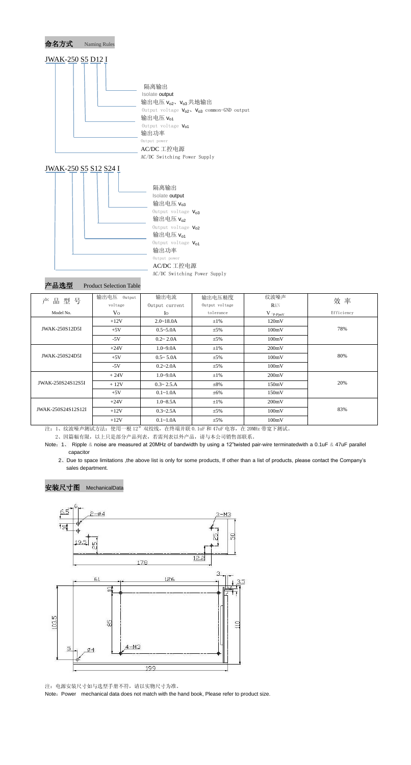## 命名方式 Naming Rules

JWAK-250 S5 D12 I

- 隔离输出 Isolate output
- 输出电压 $V_{o2}$、$V_{o3}$ 共地输出 Output voltage $V_{o2}$、$V_{o3}$ common-GND output
- 输出电压 $V_{o1}$ Output voltage $V_{o1}$
- 输出功率 Output power
- AC/DC 工控电源 AC/DC Switching Power Supply

JWAK-250 S5 S12 S24 I

- 隔离输出 Isolate output
- 输出电压 $V_{o3}$ Output voltage $V_{o3}$
- 输出电压 $V_{o2}$ Output voltage $V_{o2}$
- 输出电压 $V_{o1}$ Output voltage $V_{o1}$
- 输出功率 Output power
- AC/DC 工控电源 AC/DC Switching Power Supply

## 产品选型 Product Selection Table

| 产 品 型 号 Model No. | 输出电压 Output voltage Vo | 输出电流 Output current Io | 输出电压精度 Output voltage tolerance | 纹波噪声 R&N V (P-P)mV | 效 率 Efficiency |
|---|---|---|---|---|---|
| JWAK-250S12D5I | +12V | 2.0~18.0A | ±1% | 120mV | 78% |
| | +5V | 0.5~5.0A | ±5% | 100mV | |
| | -5V | 0.2~ 2.0A | ±5% | 100mV | |
| JWAK-250S24D5I | +24V | 1.0~9.0A | ±1% | 200mV | 80% |
| | +5V | 0.5~ 5.0A | ±5% | 100mV | |
| | -5V | 0.2~2.0A | ±5% | 100mV | |
| JWAK-250S24S12S5I | + 24V | 1.0~9.0A | ±1% | 200mV | 20% |
| | + 12V | 0.3~ 2.5.A | ±8% | 150mV | |
| | +5V | 0.1~1.0A | ±6% | 150mV | |
| JWAK-250S24S12S12I | +24V | 1.0~8.5A | ±1% | 200mV | 83% |
| | +12V | 0.3~2.5A | ±5% | 100mV | |
| | +12V | 0.1~1.0A | ±5% | 100mV | |

注：1、纹波噪声测试方法：使用一根 12" 双绞线，在终端并联 0.1uF 和 47uF 电容，在 20MHz 带宽下测试。

2、因篇幅有限，以上只是部分产品列表，若需列表以外产品，请与本公司销售部联系。

Note：1、 Ripple & noise are measured at 20MHz of bandwidth by using a 12"twisted pair-wire terminatedwith a 0.1uF & 47uF parallel capacitor

2、Due to space limitations ,the above list is only for some products, If other than a list of products, please contact the Company's sales department.

## 安装尺寸图 MechanicalData

6.5
6
2-φ4
10
19.5
25
178
3-M3
25
50
12.2
61
126
3
3.5
10
103.5
85
110
5
φ4
4-M3
199

注：电源安装尺寸如与选型手册不符，请以实物尺寸为准。

Note：Power mechanical data does not match with the hand book, Please refer to product size.